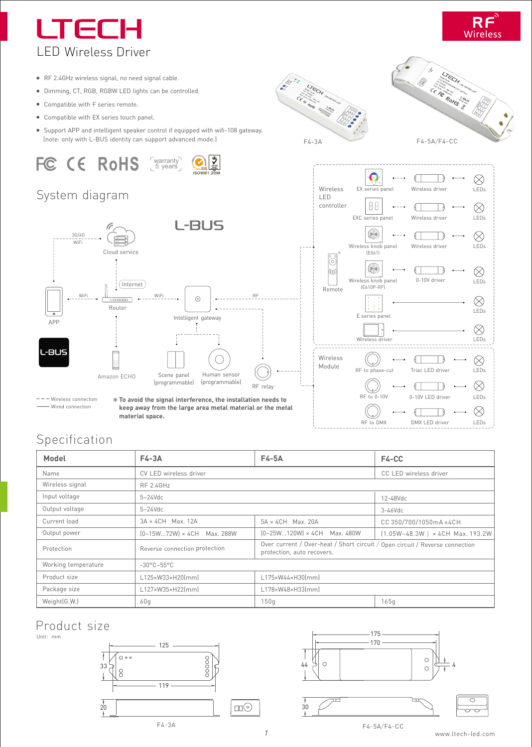# LTECH

## LED Wireless Driver

RF Wireless

- RF 2.4GHz wireless signal, no need signal cable.
- Dimming, CT, RGB, RGBW LED lights can be controlled.
- Compatible with F series remote.
- Compatible with EX series touch panel.
- Support APP and intelligent speaker control if equipped with wifi-108 gateway. (note: only with L-BUS identity can support advanced mode.)

F4-3A F4-5A/F4-CC

FC CE RoHS warranty 5 years ISO9001:2008

## System diagram

L-BUS

3G/4G WiFi, Cloud service, Internet, APP, WiFi, Router, WiFi, Intelligent gateway, RF, Amazon ECHO, Scene panel (programmable), Human sensor (programmable), RF relay

Wireless LED controller: EX series panel — Wireless driver — LEDs; EXC series panel — Wireless driver — LEDs; Wireless knob panel (EX61) — Wireless driver — LEDs; Remote; Wireless knob panel (E610P-RF) — 0-10V driver — LEDs; E series panel — LEDs; Wireless driver — LEDs

Wireless Module: RF to phase-cut — Triac LED driver — LEDs; RF to 0-10V — 0-10V LED driver — LEDs; RF to DMX — DMX LED driver — LEDs

– – – Wireless connection
—— Wired connection

**∗ To avoid the signal interference, the installation needs to keep away from the large area metal material or the metal material space.**

## Specification

| Model | F4-3A | F4-5A | F4-CC |
|---|---|---|---|
| Name | CV LED wireless driver | | CC LED wireless driver |
| Wireless signal | RF 2.4GHz | | |
| Input voltage | 5~24Vdc | | 12-48Vdc |
| Output voltage | 5~24Vdc | | 3-46Vdc |
| Current load | 3A × 4CH Max. 12A | 5A × 4CH Max. 20A | CC 350/700/1050mA ×4CH |
| Output power | (0~15W...72W) × 4CH Max. 288W | (0~25W...120W) × 4CH Max. 480W | (1.05W~48.3W ) × 4CH Max. 193.2W |
| Protection | Reverse connection protection | Over current / Over-heat / Short circuit / Open circuit / Reverse connection protection, auto recovers. | |
| Working temperature | -30°C~55°C | | |
| Product size | L125×W33×H20(mm) | L175×W44×H30(mm) | |
| Package size | L127×W35×H22(mm) | L178×W48×H33(mm) | |
| Weight(G.W.) | 60g | 150g | 165g |

## Product size

Unit: mm

F4-3A: 125, 119, 33, 20

F4-5A/F4-CC: 175, 170, 44, 4, 30

www.ltech-led.com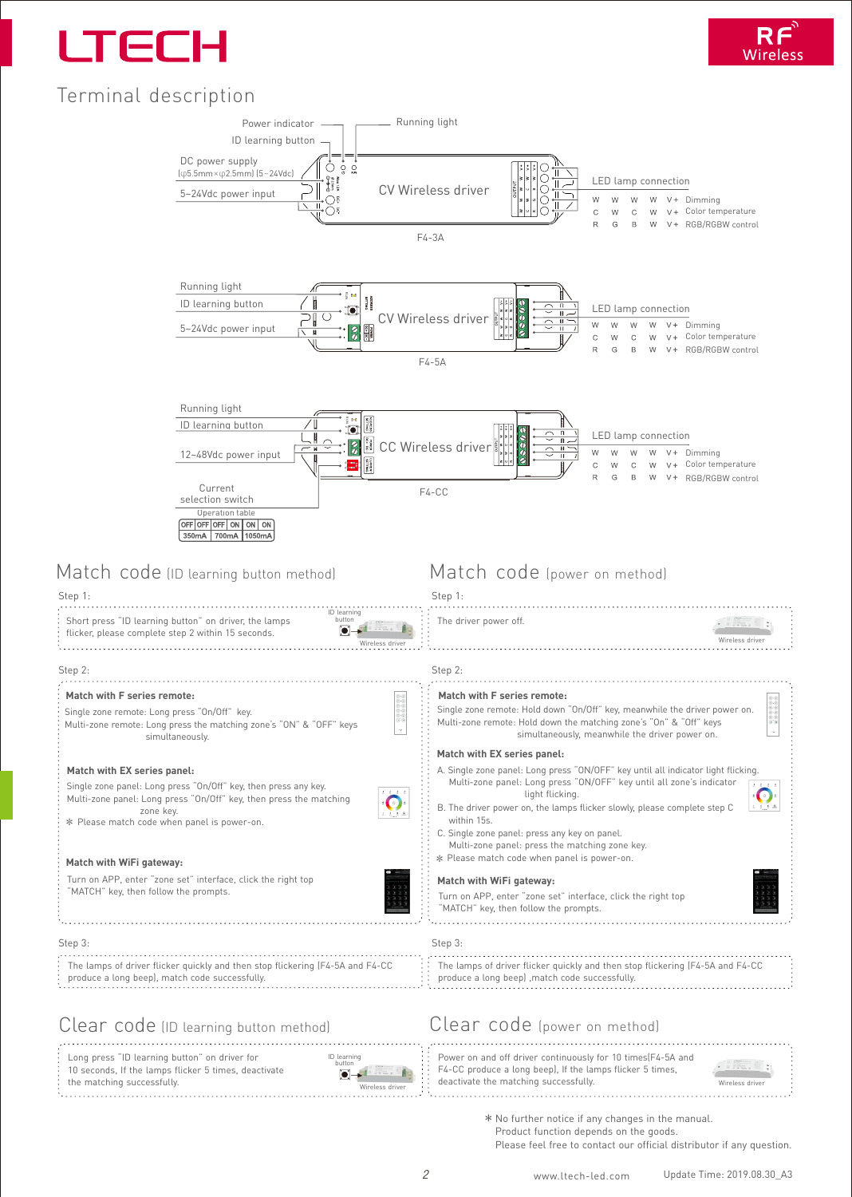LTECH

RF Wireless

## Terminal description

Power indicator
ID learning button
Running light
DC power supply
(φ5.5mm×φ2.5mm) (5~24Vdc)
5~24Vdc power input
CV Wireless driver
LED lamp connection

| | | | | | |
|---|---|---|---|---|---|
| W | W | W | W | V+ | Dimming |
| C | W | C | W | V+ | Color temperature |
| R | G | B | W | V+ | RGB/RGBW control |

F4-3A

Running light
ID learning button
5~24Vdc power input
CV Wireless driver
LED lamp connection

| | | | | | |
|---|---|---|---|---|---|
| W | W | W | W | V+ | Dimming |
| C | W | C | W | V+ | Color temperature |
| R | G | B | W | V+ | RGB/RGBW control |

F4-5A

Running light
ID learning button
12~48Vdc power input
Current selection switch
CC Wireless driver
LED lamp connection

| | | | | | |
|---|---|---|---|---|---|
| W | W | W | W | V+ | Dimming |
| C | W | C | W | V+ | Color temperature |
| R | G | B | W | V+ | RGB/RGBW control |

F4-CC

Operation table

| | | | | | |
|---|---|---|---|---|---|
| OFF | OFF | OFF | ON | ON | ON |
| 350mA | | 700mA | | 1050mA | |

## Match code (ID learning button method)

Step 1:

Short press "ID learning button" on driver, the lamps flicker, please complete step 2 within 15 seconds.

ID learning button
Wireless driver

Step 2:

**Match with F series remote:**

Single zone remote: Long press "On/Off" key.
Multi-zone remote: Long press the matching zone's "ON" & "OFF" keys simultaneously.

**Match with EX series panel:**

Single zone panel: Long press "On/Off" key, then press any key.
Multi-zone panel: Long press "On/Off" key, then press the matching zone key.
\* Please match code when panel is power-on.

**Match with WiFi gateway:**

Turn on APP, enter "zone set" interface, click the right top "MATCH" key, then follow the prompts.

Step 3:

The lamps of driver flicker quickly and then stop flickering (F4-5A and F4-CC produce a long beep), match code successfully.

## Match code (power on method)

Step 1:

The driver power off.

Wireless driver

Step 2:

**Match with F series remote:**

Single zone remote: Hold down "On/Off" key, meanwhile the driver power on.
Multi-zone remote: Hold down the matching zone's "On" & "Off" keys simultaneously, meanwhile the driver power on.

**Match with EX series panel:**

A. Single zone panel: Long press "ON/OFF" key until all indicator light flicking.
Multi-zone panel: Long press "ON/OFF" key until all zone's indicator light flicking.
B. The driver power on, the lamps flicker slowly, please complete step C within 15s.
C. Single zone panel: press any key on panel.
Multi-zone panel: press the matching zone key.
\* Please match code when panel is power-on.

**Match with WiFi gateway:**

Turn on APP, enter "zone set" interface, click the right top "MATCH" key, then follow the prompts.

Step 3:

The lamps of driver flicker quickly and then stop flickering (F4-5A and F4-CC produce a long beep) ,match code successfully.

## Clear code (ID learning button method)

Long press "ID learning button" on driver for 10 seconds, If the lamps flicker 5 times, deactivate the matching successfully.

ID learning button
Wireless driver

## Clear code (power on method)

Power on and off driver continuously for 10 times(F4-5A and F4-CC produce a long beep), If the lamps flicker 5 times, deactivate the matching successfully.

Wireless driver

\* No further notice if any changes in the manual.
Product function depends on the goods.
Please feel free to contact our official distributor if any question.

www.ltech-led.com    Update Time: 2019.08.30_A3